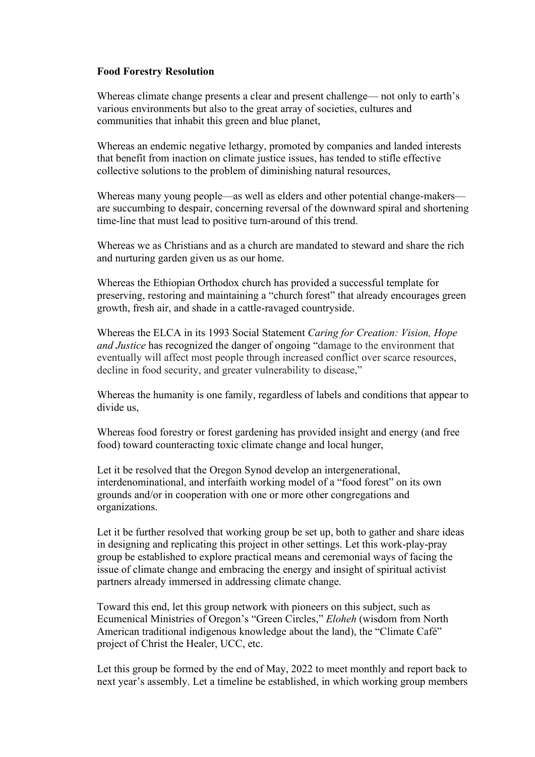**Food Forestry Resolution**

Whereas climate change presents a clear and present challenge— not only to earth's various environments but also to the great array of societies, cultures and communities that inhabit this green and blue planet,

Whereas an endemic negative lethargy, promoted by companies and landed interests that benefit from inaction on climate justice issues, has tended to stifle effective collective solutions to the problem of diminishing natural resources,

Whereas many young people—as well as elders and other potential change-makers— are succumbing to despair, concerning reversal of the downward spiral and shortening time-line that must lead to positive turn-around of this trend.

Whereas we as Christians and as a church are mandated to steward and share the rich and nurturing garden given us as our home.

Whereas the Ethiopian Orthodox church has provided a successful template for preserving, restoring and maintaining a "church forest" that already encourages green growth, fresh air, and shade in a cattle-ravaged countryside.

Whereas the ELCA in its 1993 Social Statement *Caring for Creation: Vision, Hope and Justice* has recognized the danger of ongoing "damage to the environment that eventually will affect most people through increased conflict over scarce resources, decline in food security, and greater vulnerability to disease,"

Whereas the humanity is one family, regardless of labels and conditions that appear to divide us,

Whereas food forestry or forest gardening has provided insight and energy (and free food) toward counteracting toxic climate change and local hunger,

Let it be resolved that the Oregon Synod develop an intergenerational, interdenominational, and interfaith working model of a "food forest" on its own grounds and/or in cooperation with one or more other congregations and organizations.

Let it be further resolved that working group be set up, both to gather and share ideas in designing and replicating this project in other settings. Let this work-play-pray group be established to explore practical means and ceremonial ways of facing the issue of climate change and embracing the energy and insight of spiritual activist partners already immersed in addressing climate change.

Toward this end, let this group network with pioneers on this subject, such as Ecumenical Ministries of Oregon's "Green Circles," *Eloheh* (wisdom from North American traditional indigenous knowledge about the land), the "Climate Café" project of Christ the Healer, UCC, etc.

Let this group be formed by the end of May, 2022 to meet monthly and report back to next year's assembly. Let a timeline be established, in which working group members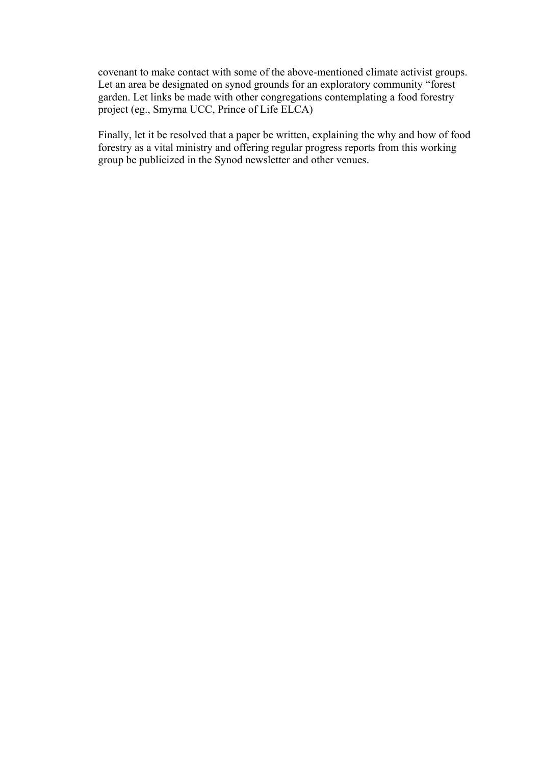covenant to make contact with some of the above-mentioned climate activist groups. Let an area be designated on synod grounds for an exploratory community "forest garden. Let links be made with other congregations contemplating a food forestry project (eg., Smyrna UCC, Prince of Life ELCA)

Finally, let it be resolved that a paper be written, explaining the why and how of food forestry as a vital ministry and offering regular progress reports from this working group be publicized in the Synod newsletter and other venues.